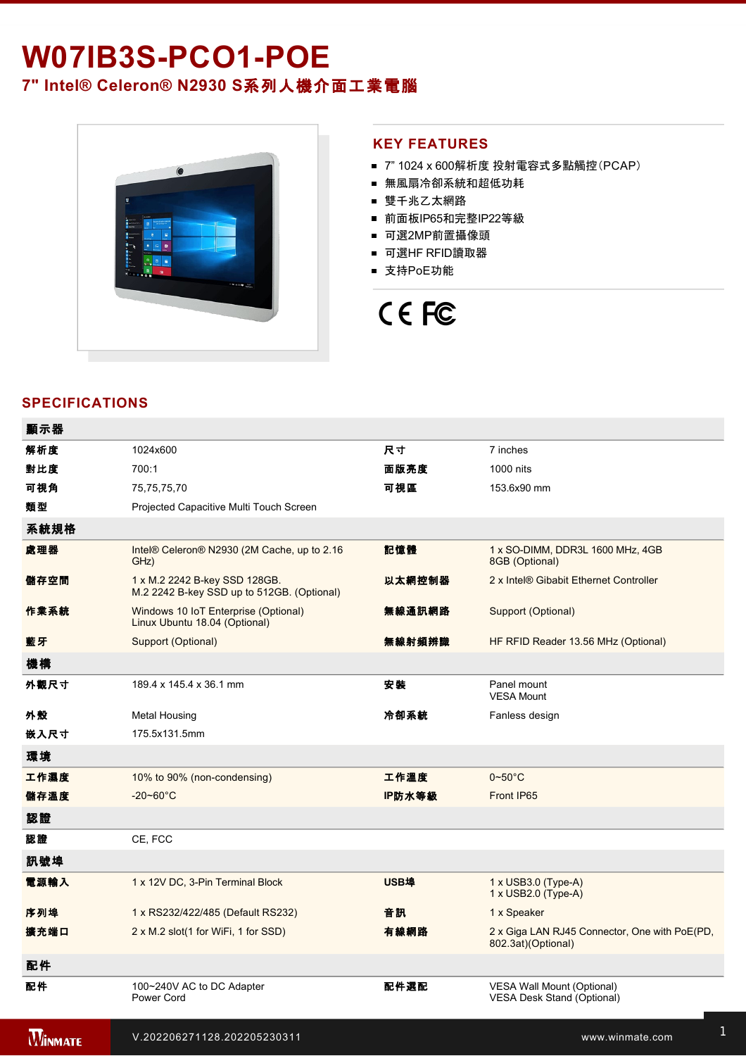# W07IB3S-PCO1-POE

## 7" Intel® Celeron® N2930 S系列人機介面工業電腦

## KEY FEATURES

- 7" 1024 x 600解析度 投射電容式多點觸控(PCAP)
- 無風扇冷卻系統和超低功耗
- 雙千兆乙太網路
- 前面板IP65和完整IP22等級
- 可選2MP前置攝像頭
- 可選HF RFID讀取器
- 支持PoE功能

## SPECIFICATIONS

| 顯示器 | | | |
|---|---|---|---|
| 解析度 | 1024x600 | 尺寸 | 7 inches |
| 對比度 | 700:1 | 面版亮度 | 1000 nits |
| 可視角 | 75,75,75,70 | 可視區 | 153.6x90 mm |
| 類型 | Projected Capacitive Multi Touch Screen | | |
| **系統規格** | | | |
| 處理器 | Intel® Celeron® N2930 (2M Cache, up to 2.16 GHz) | 記憶體 | 1 x SO-DIMM, DDR3L 1600 MHz, 4GB<br>8GB (Optional) |
| 儲存空間 | 1 x M.2 2242 B-key SSD 128GB.<br>M.2 2242 B-key SSD up to 512GB. (Optional) | 以太網控制器 | 2 x Intel® Gibabit Ethernet Controller |
| 作業系統 | Windows 10 IoT Enterprise (Optional)<br>Linux Ubuntu 18.04 (Optional) | 無線通訊網路 | Support (Optional) |
| 藍牙 | Support (Optional) | 無線射頻辨識 | HF RFID Reader 13.56 MHz (Optional) |
| **機構** | | | |
| 外觀尺寸 | 189.4 x 145.4 x 36.1 mm | 安裝 | Panel mount<br>VESA Mount |
| 外殼 | Metal Housing | 冷卻系統 | Fanless design |
| 嵌入尺寸 | 175.5x131.5mm | | |
| **環境** | | | |
| 工作濕度 | 10% to 90% (non-condensing) | 工作溫度 | 0~50°C |
| 儲存溫度 | -20~60°C | IP防水等級 | Front IP65 |
| **認證** | | | |
| 認證 | CE, FCC | | |
| **訊號埠** | | | |
| 電源輸入 | 1 x 12V DC, 3-Pin Terminal Block | USB埠 | 1 x USB3.0 (Type-A)<br>1 x USB2.0 (Type-A) |
| 序列埠 | 1 x RS232/422/485 (Default RS232) | 音訊 | 1 x Speaker |
| 擴充端口 | 2 x M.2 slot(1 for WiFi, 1 for SSD) | 有線網路 | 2 x Giga LAN RJ45 Connector, One with PoE(PD, 802.3at)(Optional) |
| **配件** | | | |
| 配件 | 100~240V AC to DC Adapter<br>Power Cord | 配件選配 | VESA Wall Mount (Optional)<br>VESA Desk Stand (Optional) |

V.202206271128.202205230311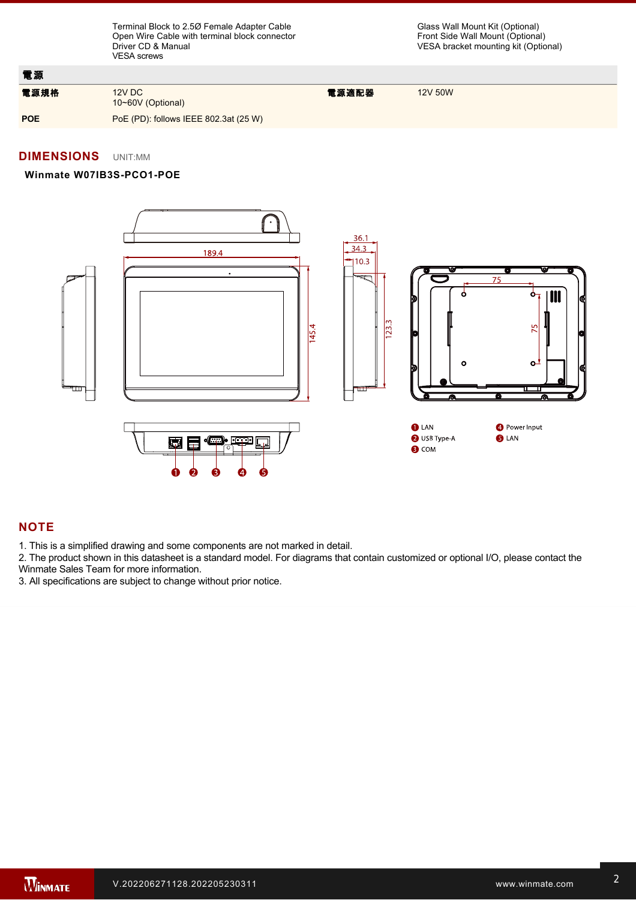| | | | |
|---|---|---|---|
| | Terminal Block to 2.5Ø Female Adapter Cable<br>Open Wire Cable with terminal block connector<br>Driver CD & Manual<br>VESA screws | | Glass Wall Mount Kit (Optional)<br>Front Side Wall Mount (Optional)<br>VESA bracket mounting kit (Optional) |

## 電源

| | | | |
|---|---|---|---|
| **電源規格** | 12V DC<br>10~60V (Optional) | **電源適配器** | 12V 50W |
| **POE** | PoE (PD): follows IEEE 802.3at (25 W) | | |

## DIMENSIONS UNIT:MM

**Winmate W07IB3S-PCO1-POE**

189.4
145.4
36.1
34.3
10.3
123.3
75
75

❶ LAN
❷ USB Type-A
❸ COM
❹ Power Input
❺ LAN

## NOTE

1. This is a simplified drawing and some components are not marked in detail.
2. The product shown in this datasheet is a standard model. For diagrams that contain customized or optional I/O, please contact the Winmate Sales Team for more information.
3. All specifications are subject to change without prior notice.